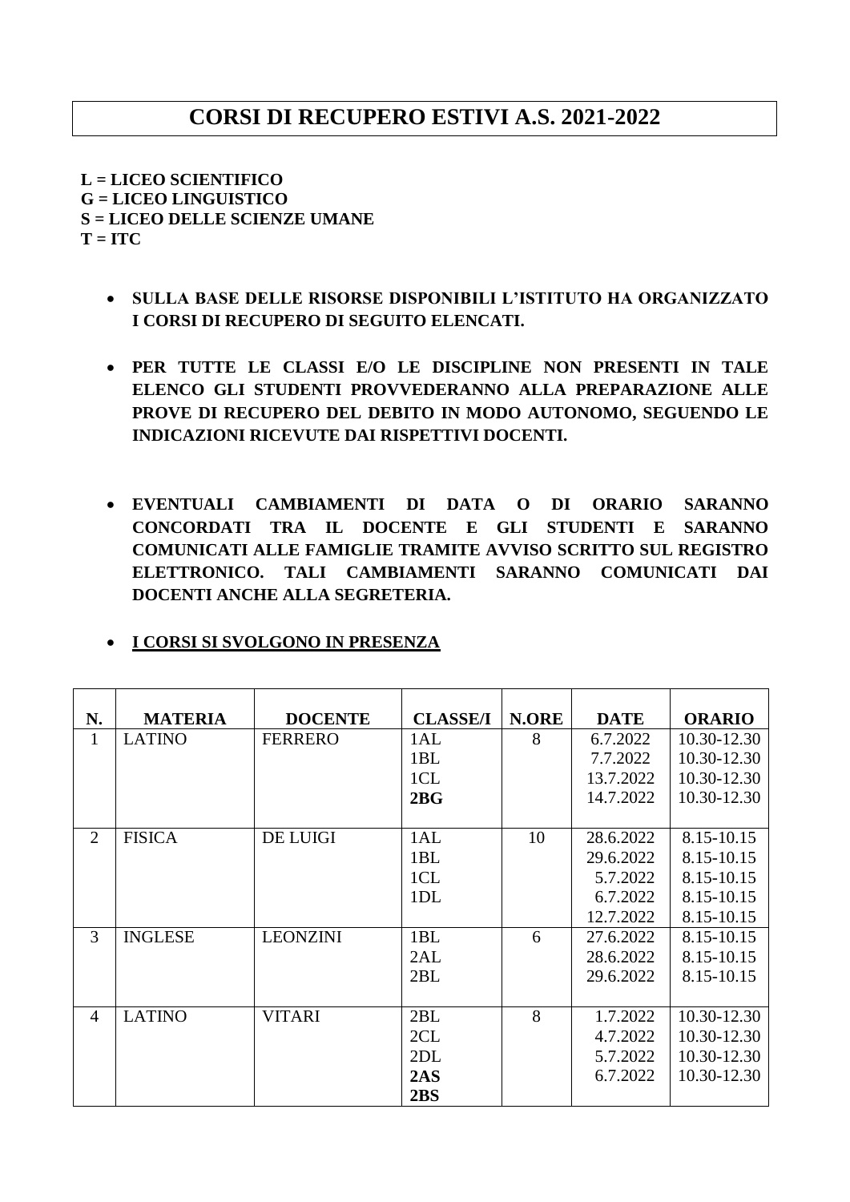# CORSI DI RECUPERO ESTIVI A.S. 2021-2022

**L = LICEO SCIENTIFICO**
**G = LICEO LINGUISTICO**
**S = LICEO DELLE SCIENZE UMANE**
**T = ITC**

- **SULLA BASE DELLE RISORSE DISPONIBILI L'ISTITUTO HA ORGANIZZATO I CORSI DI RECUPERO DI SEGUITO ELENCATI.**

- **PER TUTTE LE CLASSI E/O LE DISCIPLINE NON PRESENTI IN TALE ELENCO GLI STUDENTI PROVVEDERANNO ALLA PREPARAZIONE ALLE PROVE DI RECUPERO DEL DEBITO IN MODO AUTONOMO, SEGUENDO LE INDICAZIONI RICEVUTE DAI RISPETTIVI DOCENTI.**

- **EVENTUALI CAMBIAMENTI DI DATA O DI ORARIO SARANNO CONCORDATI TRA IL DOCENTE E GLI STUDENTI E SARANNO COMUNICATI ALLE FAMIGLIE TRAMITE AVVISO SCRITTO SUL REGISTRO ELETTRONICO. TALI CAMBIAMENTI SARANNO COMUNICATI DAI DOCENTI ANCHE ALLA SEGRETERIA.**

- **<u>I CORSI SI SVOLGONO IN PRESENZA</u>**

| N. | MATERIA | DOCENTE | CLASSE/I | N.ORE | DATE | ORARIO |
|---|---|---|---|---|---|---|
| 1 | LATINO | FERRERO | 1AL<br>1BL<br>1CL<br>**2BG** | 8 | 6.7.2022<br>7.7.2022<br>13.7.2022<br>14.7.2022 | 10.30-12.30<br>10.30-12.30<br>10.30-12.30<br>10.30-12.30 |
| 2 | FISICA | DE LUIGI | 1AL<br>1BL<br>1CL<br>1DL | 10 | 28.6.2022<br>29.6.2022<br>5.7.2022<br>6.7.2022<br>12.7.2022 | 8.15-10.15<br>8.15-10.15<br>8.15-10.15<br>8.15-10.15<br>8.15-10.15 |
| 3 | INGLESE | LEONZINI | 1BL<br>2AL<br>2BL | 6 | 27.6.2022<br>28.6.2022<br>29.6.2022 | 8.15-10.15<br>8.15-10.15<br>8.15-10.15 |
| 4 | LATINO | VITARI | 2BL<br>2CL<br>2DL<br>**2AS**<br>**2BS** | 8 | 1.7.2022<br>4.7.2022<br>5.7.2022<br>6.7.2022 | 10.30-12.30<br>10.30-12.30<br>10.30-12.30<br>10.30-12.30 |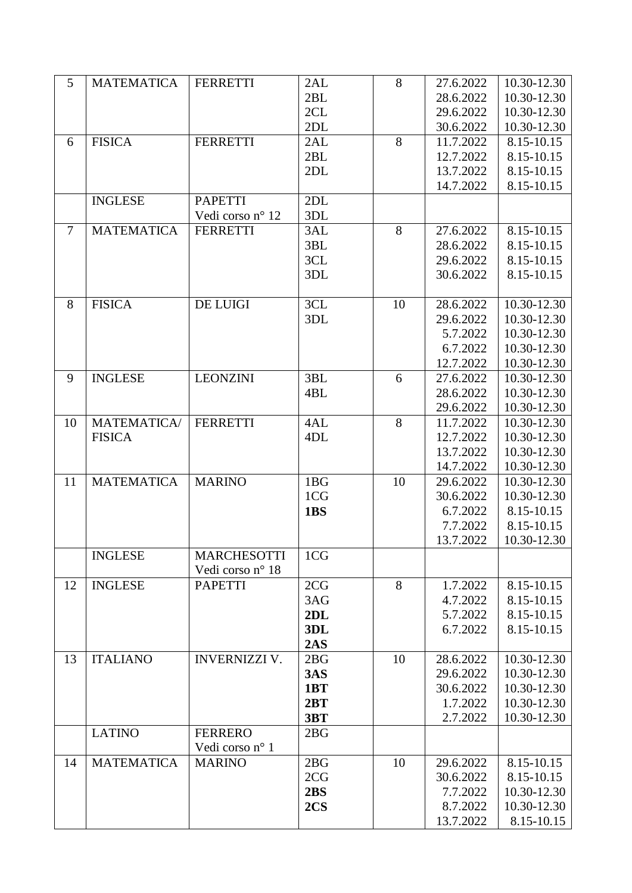| 5 | MATEMATICA | FERRETTI | 2AL<br>2BL<br>2CL<br>2DL | 8 | 27.6.2022<br>28.6.2022<br>29.6.2022<br>30.6.2022 | 10.30-12.30<br>10.30-12.30<br>10.30-12.30<br>10.30-12.30 |
|---|---|---|---|---|---|---|
| 6 | FISICA | FERRETTI | 2AL<br>2BL<br>2DL | 8 | 11.7.2022<br>12.7.2022<br>13.7.2022<br>14.7.2022 | 8.15-10.15<br>8.15-10.15<br>8.15-10.15<br>8.15-10.15 |
| | INGLESE | PAPETTI<br>Vedi corso n° 12 | 2DL<br>3DL | | | |
| 7 | MATEMATICA | FERRETTI | 3AL<br>3BL<br>3CL<br>3DL | 8 | 27.6.2022<br>28.6.2022<br>29.6.2022<br>30.6.2022 | 8.15-10.15<br>8.15-10.15<br>8.15-10.15<br>8.15-10.15 |
| 8 | FISICA | DE LUIGI | 3CL<br>3DL | 10 | 28.6.2022<br>29.6.2022<br>5.7.2022<br>6.7.2022<br>12.7.2022 | 10.30-12.30<br>10.30-12.30<br>10.30-12.30<br>10.30-12.30<br>10.30-12.30 |
| 9 | INGLESE | LEONZINI | 3BL<br>4BL | 6 | 27.6.2022<br>28.6.2022<br>29.6.2022 | 10.30-12.30<br>10.30-12.30<br>10.30-12.30 |
| 10 | MATEMATICA/<br>FISICA | FERRETTI | 4AL<br>4DL | 8 | 11.7.2022<br>12.7.2022<br>13.7.2022<br>14.7.2022 | 10.30-12.30<br>10.30-12.30<br>10.30-12.30<br>10.30-12.30 |
| 11 | MATEMATICA | MARINO | 1BG<br>1CG<br>**1BS** | 10 | 29.6.2022<br>30.6.2022<br>6.7.2022<br>7.7.2022<br>13.7.2022 | 10.30-12.30<br>10.30-12.30<br>8.15-10.15<br>8.15-10.15<br>10.30-12.30 |
| | INGLESE | MARCHESOTTI<br>Vedi corso n° 18 | 1CG | | | |
| 12 | INGLESE | PAPETTI | 2CG<br>3AG<br>**2DL**<br>**3DL**<br>**2AS** | 8 | 1.7.2022<br>4.7.2022<br>5.7.2022<br>6.7.2022 | 8.15-10.15<br>8.15-10.15<br>8.15-10.15<br>8.15-10.15 |
| 13 | ITALIANO | INVERNIZZI V. | 2BG<br>**3AS**<br>**1BT**<br>**2BT**<br>**3BT** | 10 | 28.6.2022<br>29.6.2022<br>30.6.2022<br>1.7.2022<br>2.7.2022 | 10.30-12.30<br>10.30-12.30<br>10.30-12.30<br>10.30-12.30<br>10.30-12.30 |
| | LATINO | FERRERO<br>Vedi corso n° 1 | 2BG | | | |
| 14 | MATEMATICA | MARINO | 2BG<br>2CG<br>**2BS**<br>**2CS** | 10 | 29.6.2022<br>30.6.2022<br>7.7.2022<br>8.7.2022<br>13.7.2022 | 8.15-10.15<br>8.15-10.15<br>10.30-12.30<br>10.30-12.30<br>8.15-10.15 |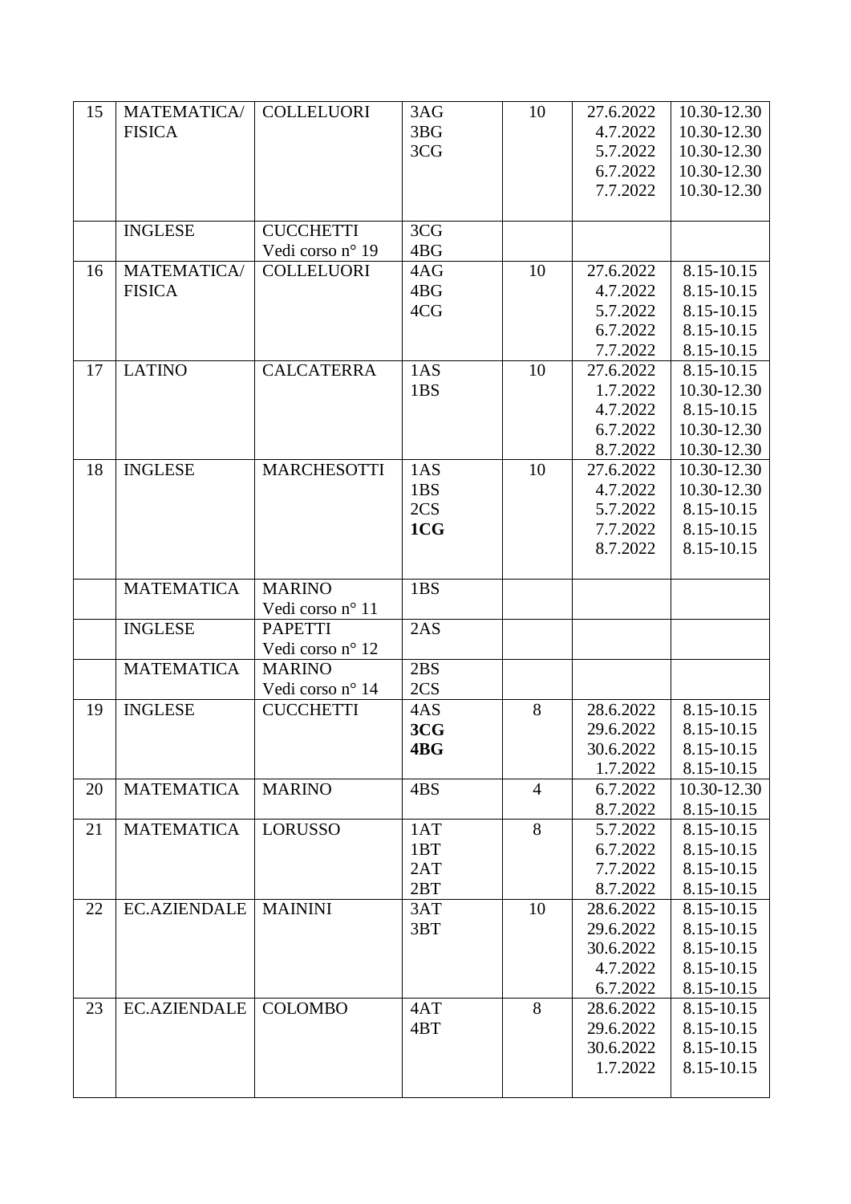| | | | | | | |
|---|---|---|---|---|---|---|
| 15 | MATEMATICA/ FISICA | COLLELUORI | 3AG<br>3BG<br>3CG | 10 | 27.6.2022<br>4.7.2022<br>5.7.2022<br>6.7.2022<br>7.7.2022 | 10.30-12.30<br>10.30-12.30<br>10.30-12.30<br>10.30-12.30<br>10.30-12.30 |
| | INGLESE | CUCCHETTI<br>Vedi corso n° 19 | 3CG<br>4BG | | | |
| 16 | MATEMATICA/ FISICA | COLLELUORI | 4AG<br>4BG<br>4CG | 10 | 27.6.2022<br>4.7.2022<br>5.7.2022<br>6.7.2022<br>7.7.2022 | 8.15-10.15<br>8.15-10.15<br>8.15-10.15<br>8.15-10.15<br>8.15-10.15 |
| 17 | LATINO | CALCATERRA | 1AS<br>1BS | 10 | 27.6.2022<br>1.7.2022<br>4.7.2022<br>6.7.2022<br>8.7.2022 | 8.15-10.15<br>10.30-12.30<br>8.15-10.15<br>10.30-12.30<br>10.30-12.30 |
| 18 | INGLESE | MARCHESOTTI | 1AS<br>1BS<br>2CS<br>**1CG** | 10 | 27.6.2022<br>4.7.2022<br>5.7.2022<br>7.7.2022<br>8.7.2022 | 10.30-12.30<br>10.30-12.30<br>8.15-10.15<br>8.15-10.15<br>8.15-10.15 |
| | MATEMATICA | MARINO<br>Vedi corso n° 11 | 1BS | | | |
| | INGLESE | PAPETTI<br>Vedi corso n° 12 | 2AS | | | |
| | MATEMATICA | MARINO<br>Vedi corso n° 14 | 2BS<br>2CS | | | |
| 19 | INGLESE | CUCCHETTI | 4AS<br>**3CG**<br>**4BG** | 8 | 28.6.2022<br>29.6.2022<br>30.6.2022<br>1.7.2022 | 8.15-10.15<br>8.15-10.15<br>8.15-10.15<br>8.15-10.15 |
| 20 | MATEMATICA | MARINO | 4BS | 4 | 6.7.2022<br>8.7.2022 | 10.30-12.30<br>8.15-10.15 |
| 21 | MATEMATICA | LORUSSO | 1AT<br>1BT<br>2AT<br>2BT | 8 | 5.7.2022<br>6.7.2022<br>7.7.2022<br>8.7.2022 | 8.15-10.15<br>8.15-10.15<br>8.15-10.15<br>8.15-10.15 |
| 22 | EC.AZIENDALE | MAININI | 3AT<br>3BT | 10 | 28.6.2022<br>29.6.2022<br>30.6.2022<br>4.7.2022<br>6.7.2022 | 8.15-10.15<br>8.15-10.15<br>8.15-10.15<br>8.15-10.15<br>8.15-10.15 |
| 23 | EC.AZIENDALE | COLOMBO | 4AT<br>4BT | 8 | 28.6.2022<br>29.6.2022<br>30.6.2022<br>1.7.2022 | 8.15-10.15<br>8.15-10.15<br>8.15-10.15<br>8.15-10.15 |